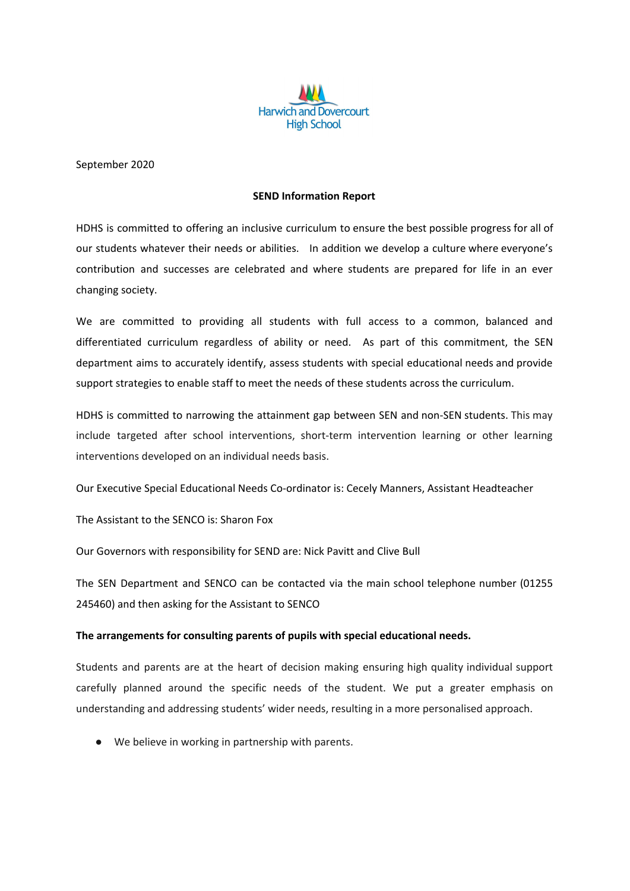Harwich and Dovercourt High School

September 2020

**SEND Information Report**

HDHS is committed to offering an inclusive curriculum to ensure the best possible progress for all of our students whatever their needs or abilities. In addition we develop a culture where everyone's contribution and successes are celebrated and where students are prepared for life in an ever changing society.

We are committed to providing all students with full access to a common, balanced and differentiated curriculum regardless of ability or need. As part of this commitment, the SEN department aims to accurately identify, assess students with special educational needs and provide support strategies to enable staff to meet the needs of these students across the curriculum.

HDHS is committed to narrowing the attainment gap between SEN and non-SEN students. This may include targeted after school interventions, short-term intervention learning or other learning interventions developed on an individual needs basis.

Our Executive Special Educational Needs Co-ordinator is: Cecely Manners, Assistant Headteacher

The Assistant to the SENCO is: Sharon Fox

Our Governors with responsibility for SEND are: Nick Pavitt and Clive Bull

The SEN Department and SENCO can be contacted via the main school telephone number (01255 245460) and then asking for the Assistant to SENCO

**The arrangements for consulting parents of pupils with special educational needs.**

Students and parents are at the heart of decision making ensuring high quality individual support carefully planned around the specific needs of the student. We put a greater emphasis on understanding and addressing students' wider needs, resulting in a more personalised approach.

- We believe in working in partnership with parents.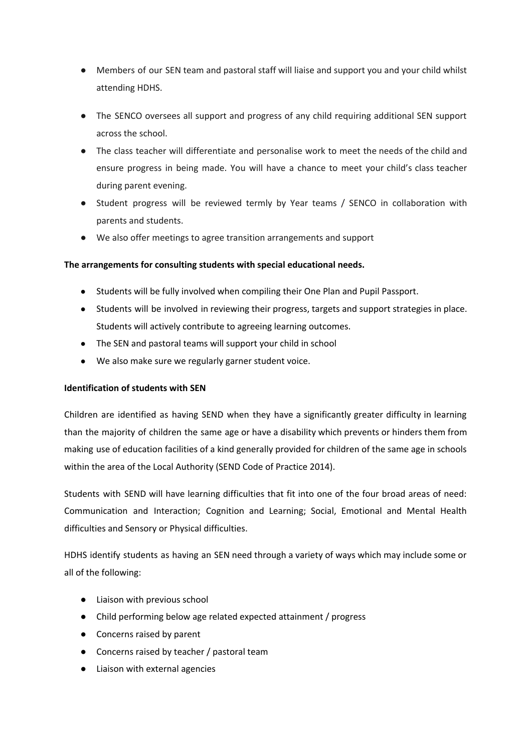- Members of our SEN team and pastoral staff will liaise and support you and your child whilst attending HDHS.
- The SENCO oversees all support and progress of any child requiring additional SEN support across the school.
- The class teacher will differentiate and personalise work to meet the needs of the child and ensure progress in being made. You will have a chance to meet your child's class teacher during parent evening.
- Student progress will be reviewed termly by Year teams / SENCO in collaboration with parents and students.
- We also offer meetings to agree transition arrangements and support

**The arrangements for consulting students with special educational needs.**

- Students will be fully involved when compiling their One Plan and Pupil Passport.
- Students will be involved in reviewing their progress, targets and support strategies in place. Students will actively contribute to agreeing learning outcomes.
- The SEN and pastoral teams will support your child in school
- We also make sure we regularly garner student voice.

**Identification of students with SEN**

Children are identified as having SEND when they have a significantly greater difficulty in learning than the majority of children the same age or have a disability which prevents or hinders them from making use of education facilities of a kind generally provided for children of the same age in schools within the area of the Local Authority (SEND Code of Practice 2014).

Students with SEND will have learning difficulties that fit into one of the four broad areas of need: Communication and Interaction; Cognition and Learning; Social, Emotional and Mental Health difficulties and Sensory or Physical difficulties.

HDHS identify students as having an SEN need through a variety of ways which may include some or all of the following:

- Liaison with previous school
- Child performing below age related expected attainment / progress
- Concerns raised by parent
- Concerns raised by teacher / pastoral team
- Liaison with external agencies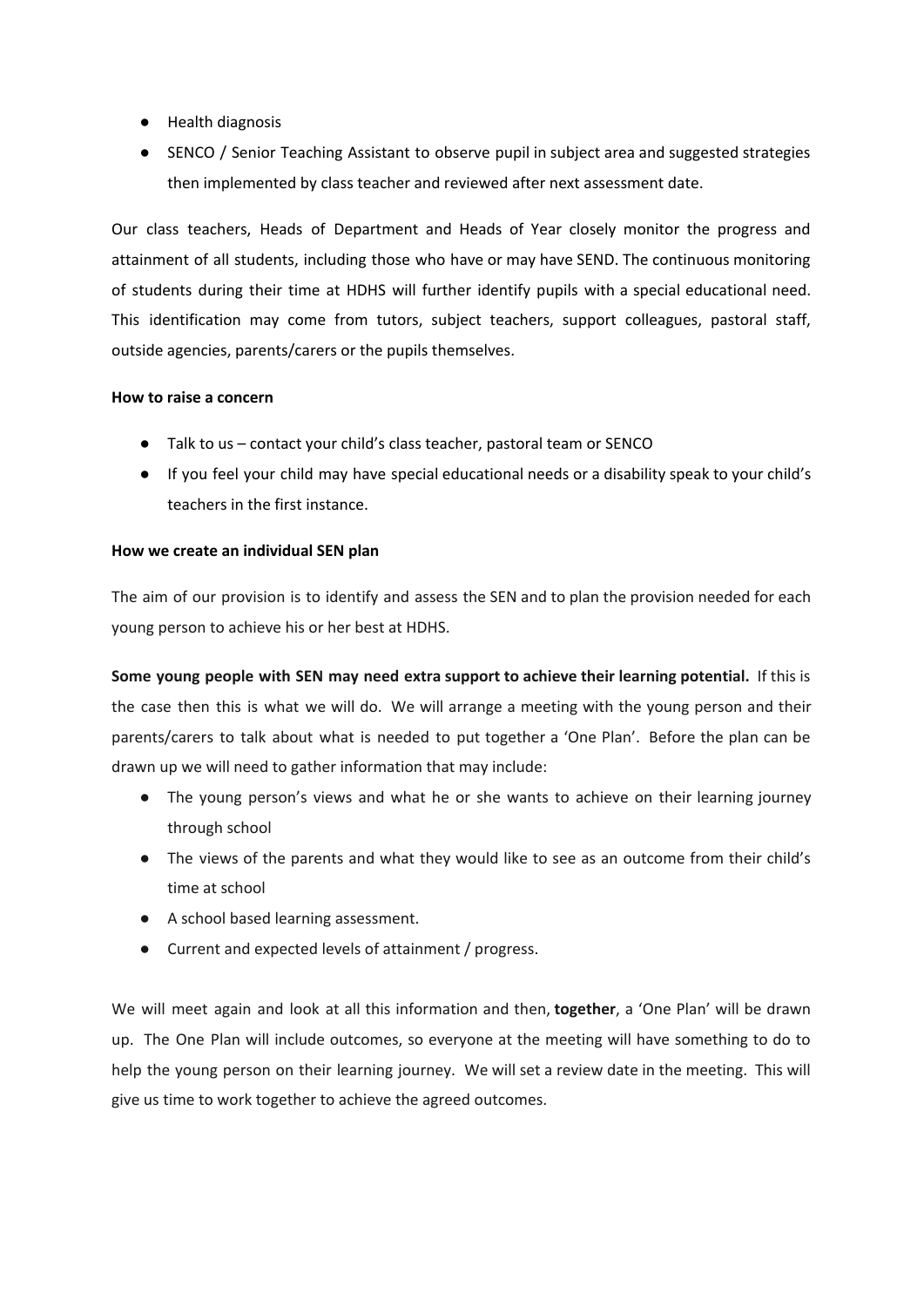- Health diagnosis
- SENCO / Senior Teaching Assistant to observe pupil in subject area and suggested strategies then implemented by class teacher and reviewed after next assessment date.

Our class teachers, Heads of Department and Heads of Year closely monitor the progress and attainment of all students, including those who have or may have SEND. The continuous monitoring of students during their time at HDHS will further identify pupils with a special educational need. This identification may come from tutors, subject teachers, support colleagues, pastoral staff, outside agencies, parents/carers or the pupils themselves.

**How to raise a concern**

- Talk to us – contact your child's class teacher, pastoral team or SENCO
- If you feel your child may have special educational needs or a disability speak to your child's teachers in the first instance.

**How we create an individual SEN plan**

The aim of our provision is to identify and assess the SEN and to plan the provision needed for each young person to achieve his or her best at HDHS.

**Some young people with SEN may need extra support to achieve their learning potential.** If this is the case then this is what we will do. We will arrange a meeting with the young person and their parents/carers to talk about what is needed to put together a 'One Plan'. Before the plan can be drawn up we will need to gather information that may include:

- The young person's views and what he or she wants to achieve on their learning journey through school
- The views of the parents and what they would like to see as an outcome from their child's time at school
- A school based learning assessment.
- Current and expected levels of attainment / progress.

We will meet again and look at all this information and then, **together**, a 'One Plan' will be drawn up. The One Plan will include outcomes, so everyone at the meeting will have something to do to help the young person on their learning journey. We will set a review date in the meeting. This will give us time to work together to achieve the agreed outcomes.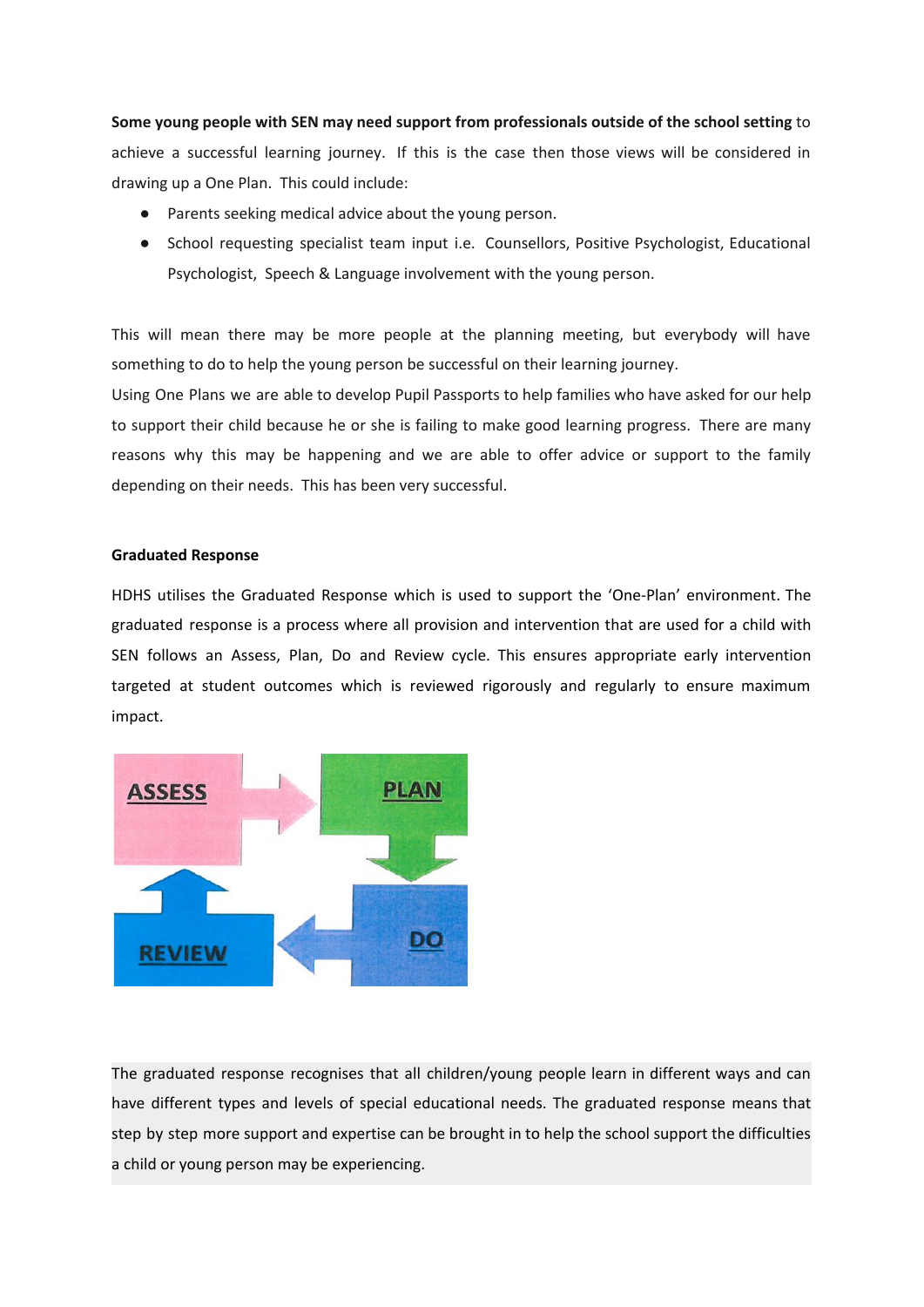**Some young people with SEN may need support from professionals outside of the school setting** to achieve a successful learning journey. If this is the case then those views will be considered in drawing up a One Plan. This could include:

- Parents seeking medical advice about the young person.
- School requesting specialist team input i.e. Counsellors, Positive Psychologist, Educational Psychologist, Speech & Language involvement with the young person.

This will mean there may be more people at the planning meeting, but everybody will have something to do to help the young person be successful on their learning journey.

Using One Plans we are able to develop Pupil Passports to help families who have asked for our help to support their child because he or she is failing to make good learning progress. There are many reasons why this may be happening and we are able to offer advice or support to the family depending on their needs. This has been very successful.

**Graduated Response**

HDHS utilises the Graduated Response which is used to support the 'One-Plan' environment. The graduated response is a process where all provision and intervention that are used for a child with SEN follows an Assess, Plan, Do and Review cycle. This ensures appropriate early intervention targeted at student outcomes which is reviewed rigorously and regularly to ensure maximum impact.

ASSESS → PLAN → DO → REVIEW

The graduated response recognises that all children/young people learn in different ways and can have different types and levels of special educational needs. The graduated response means that step by step more support and expertise can be brought in to help the school support the difficulties a child or young person may be experiencing.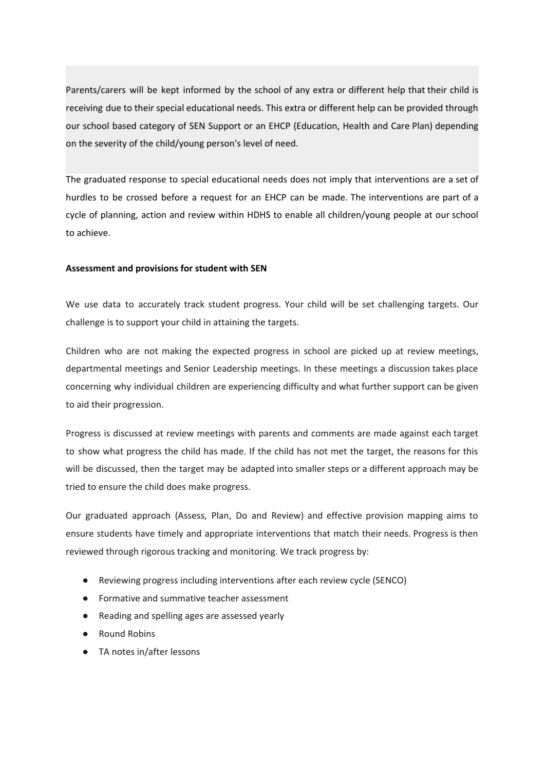Parents/carers will be kept informed by the school of any extra or different help that their child is receiving due to their special educational needs. This extra or different help can be provided through our school based category of SEN Support or an EHCP (Education, Health and Care Plan) depending on the severity of the child/young person's level of need.

The graduated response to special educational needs does not imply that interventions are a set of hurdles to be crossed before a request for an EHCP can be made. The interventions are part of a cycle of planning, action and review within HDHS to enable all children/young people at our school to achieve.

**Assessment and provisions for student with SEN**

We use data to accurately track student progress. Your child will be set challenging targets. Our challenge is to support your child in attaining the targets.

Children who are not making the expected progress in school are picked up at review meetings, departmental meetings and Senior Leadership meetings. In these meetings a discussion takes place concerning why individual children are experiencing difficulty and what further support can be given to aid their progression.

Progress is discussed at review meetings with parents and comments are made against each target to show what progress the child has made. If the child has not met the target, the reasons for this will be discussed, then the target may be adapted into smaller steps or a different approach may be tried to ensure the child does make progress.

Our graduated approach (Assess, Plan, Do and Review) and effective provision mapping aims to ensure students have timely and appropriate interventions that match their needs. Progress is then reviewed through rigorous tracking and monitoring. We track progress by:

- Reviewing progress including interventions after each review cycle (SENCO)
- Formative and summative teacher assessment
- Reading and spelling ages are assessed yearly
- Round Robins
- TA notes in/after lessons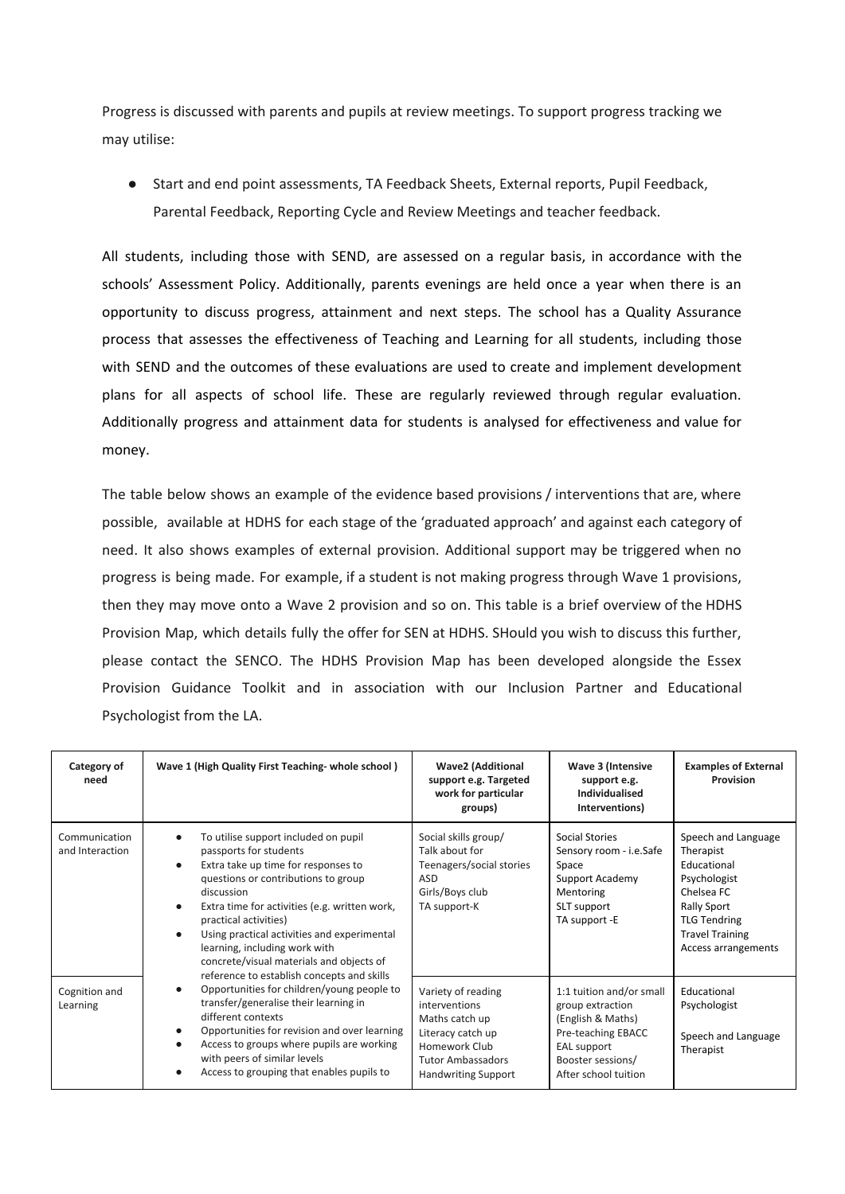Progress is discussed with parents and pupils at review meetings. To support progress tracking we may utilise:

- Start and end point assessments, TA Feedback Sheets, External reports, Pupil Feedback, Parental Feedback, Reporting Cycle and Review Meetings and teacher feedback.

All students, including those with SEND, are assessed on a regular basis, in accordance with the schools' Assessment Policy. Additionally, parents evenings are held once a year when there is an opportunity to discuss progress, attainment and next steps. The school has a Quality Assurance process that assesses the effectiveness of Teaching and Learning for all students, including those with SEND and the outcomes of these evaluations are used to create and implement development plans for all aspects of school life. These are regularly reviewed through regular evaluation. Additionally progress and attainment data for students is analysed for effectiveness and value for money.

The table below shows an example of the evidence based provisions / interventions that are, where possible, available at HDHS for each stage of the 'graduated approach' and against each category of need. It also shows examples of external provision. Additional support may be triggered when no progress is being made. For example, if a student is not making progress through Wave 1 provisions, then they may move onto a Wave 2 provision and so on. This table is a brief overview of the HDHS Provision Map, which details fully the offer for SEN at HDHS. SHould you wish to discuss this further, please contact the SENCO. The HDHS Provision Map has been developed alongside the Essex Provision Guidance Toolkit and in association with our Inclusion Partner and Educational Psychologist from the LA.

| Category of need | Wave 1 (High Quality First Teaching- whole school ) | Wave2 (Additional support e.g. Targeted work for particular groups) | Wave 3 (Intensive support e.g. Individualised Interventions) | Examples of External Provision |
|---|---|---|---|---|
| Communication and Interaction | • To utilise support included on pupil passports for students<br>• Extra take up time for responses to questions or contributions to group discussion<br>• Extra time for activities (e.g. written work, practical activities)<br>• Using practical activities and experimental learning, including work with concrete/visual materials and objects of reference to establish concepts and skills<br>• Opportunities for children/young people to transfer/generalise their learning in different contexts<br>• Opportunities for revision and over learning<br>• Access to groups where pupils are working with peers of similar levels<br>• Access to grouping that enables pupils to | Social skills group/<br>Talk about for Teenagers/social stories<br>ASD<br>Girls/Boys club<br>TA support-K | Social Stories<br>Sensory room - i.e.Safe Space<br>Support Academy<br>Mentoring<br>SLT support<br>TA support -E | Speech and Language Therapist<br>Educational Psychologist<br>Chelsea FC<br>Rally Sport<br>TLG Tendring<br>Travel Training<br>Access arrangements |
| Cognition and Learning | | Variety of reading interventions<br>Maths catch up<br>Literacy catch up<br>Homework Club<br>Tutor Ambassadors<br>Handwriting Support | 1:1 tuition and/or small group extraction (English & Maths)<br>Pre-teaching EBACC<br>EAL support<br>Booster sessions/<br>After school tuition | Educational Psychologist<br><br>Speech and Language Therapist |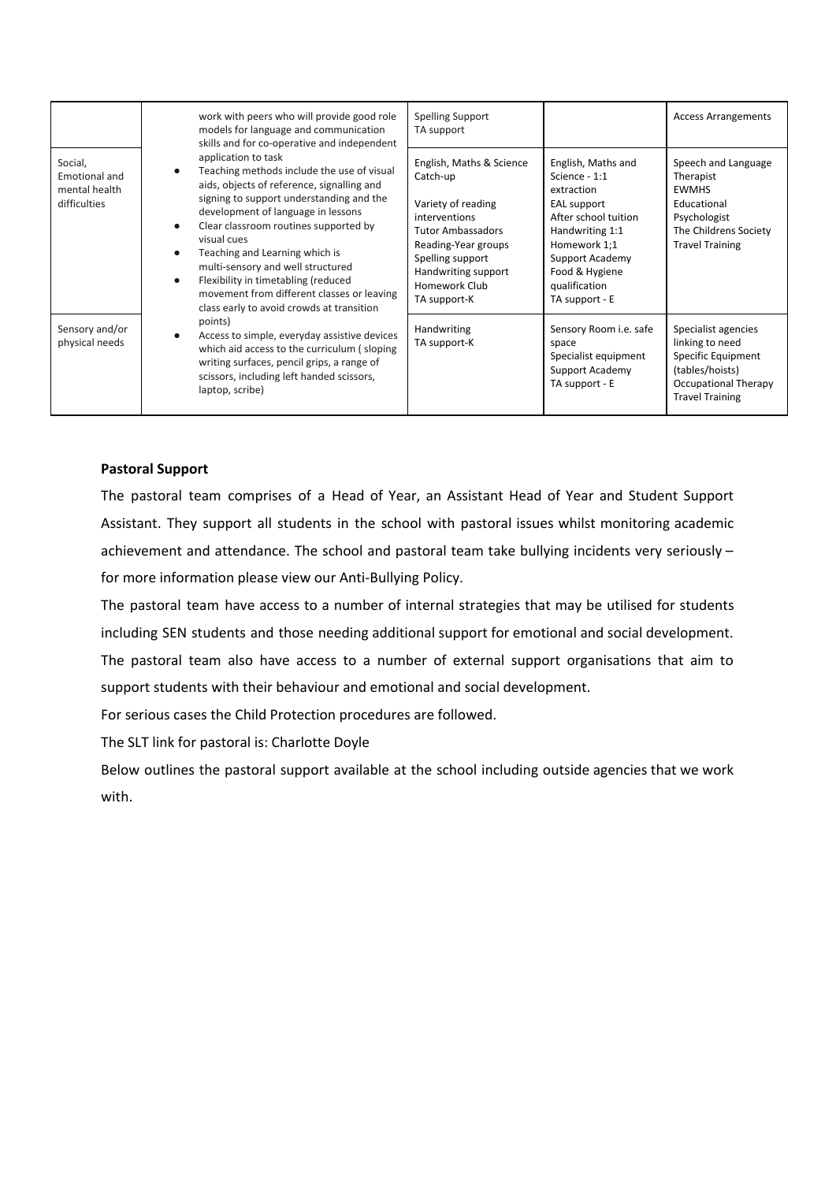| | | | | |
|---|---|---|---|---|
| | work with peers who will provide good role models for language and communication skills and for co-operative and independent application to task<br>● Teaching methods include the use of visual aids, objects of reference, signalling and signing to support understanding and the development of language in lessons<br>● Clear classroom routines supported by visual cues<br>● Teaching and Learning which is multi-sensory and well structured<br>● Flexibility in timetabling (reduced movement from different classes or leaving class early to avoid crowds at transition points)<br>● Access to simple, everyday assistive devices which aid access to the curriculum ( sloping writing surfaces, pencil grips, a range of scissors, including left handed scissors, laptop, scribe) | Spelling Support<br>TA support | | Access Arrangements |
| Social, Emotional and mental health difficulties | | English, Maths & Science Catch-up<br><br>Variety of reading interventions<br>Tutor Ambassadors<br>Reading-Year groups<br>Spelling support<br>Handwriting support<br>Homework Club<br>TA support-K | English, Maths and Science - 1:1 extraction<br>EAL support<br>After school tuition<br>Handwriting 1:1<br>Homework 1;1<br>Support Academy<br>Food & Hygiene qualification<br>TA support - E | Speech and Language Therapist<br>EWMHS<br>Educational Psychologist<br>The Childrens Society<br>Travel Training |
| Sensory and/or physical needs | | Handwriting<br>TA support-K | Sensory Room i.e. safe space<br>Specialist equipment<br>Support Academy<br>TA support - E | Specialist agencies linking to need<br>Specific Equipment (tables/hoists)<br>Occupational Therapy<br>Travel Training |

**Pastoral Support**

The pastoral team comprises of a Head of Year, an Assistant Head of Year and Student Support Assistant. They support all students in the school with pastoral issues whilst monitoring academic achievement and attendance. The school and pastoral team take bullying incidents very seriously – for more information please view our Anti-Bullying Policy.

The pastoral team have access to a number of internal strategies that may be utilised for students including SEN students and those needing additional support for emotional and social development. The pastoral team also have access to a number of external support organisations that aim to support students with their behaviour and emotional and social development.

For serious cases the Child Protection procedures are followed.

The SLT link for pastoral is: Charlotte Doyle

Below outlines the pastoral support available at the school including outside agencies that we work with.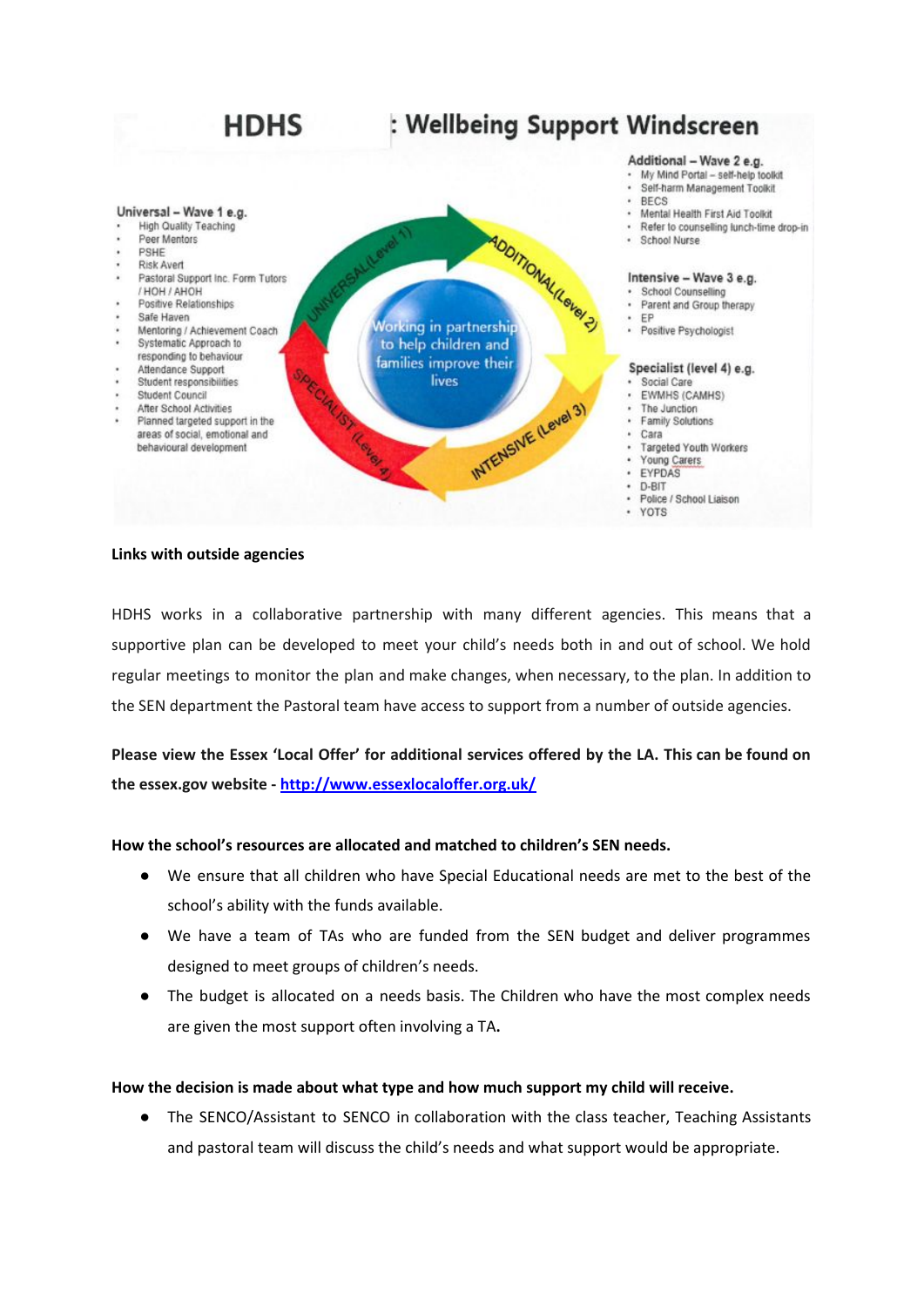## HDHS : Wellbeing Support Windscreen

**Universal – Wave 1 e.g.**

- High Quality Teaching
- Peer Mentors
- PSHE
- Risk Avert
- Pastoral Support Inc. Form Tutors / HOH / AHOH
- Positive Relationships
- Safe Haven
- Mentoring / Achievement Coach
- Systematic Approach to responding to behaviour
- Attendance Support
- Student responsibilities
- Student Council
- After School Activities
- Planned targeted support in the areas of social, emotional and behavioural development

UNIVERSAL (Level 1)

ADDITIONAL (Level 2)

INTENSIVE (Level 3)

SPECIALIST (Level 4)

Working in partnership to help children and families improve their lives

**Additional – Wave 2 e.g.**

- My Mind Portal – self-help toolkit
- Self-harm Management Toolkit
- BECS
- Mental Health First Aid Toolkit
- Refer to counselling lunch-time drop-in
- School Nurse

**Intensive – Wave 3 e.g.**

- School Counselling
- Parent and Group therapy
- EP
- Positive Psychologist

**Specialist (level 4) e.g.**

- Social Care
- EWMHS (CAMHS)
- The Junction
- Family Solutions
- Cara
- Targeted Youth Workers
- Young Carers
- EYPDAS
- D-BIT
- Police / School Liaison
- YOTS

**Links with outside agencies**

HDHS works in a collaborative partnership with many different agencies. This means that a supportive plan can be developed to meet your child's needs both in and out of school. We hold regular meetings to monitor the plan and make changes, when necessary, to the plan. In addition to the SEN department the Pastoral team have access to support from a number of outside agencies.

**Please view the Essex 'Local Offer' for additional services offered by the LA. This can be found on the essex.gov website - [http://www.essexlocaloffer.org.uk/](http://www.essexlocaloffer.org.uk/)**

**How the school's resources are allocated and matched to children's SEN needs.**

- We ensure that all children who have Special Educational needs are met to the best of the school's ability with the funds available.
- We have a team of TAs who are funded from the SEN budget and deliver programmes designed to meet groups of children's needs.
- The budget is allocated on a needs basis. The Children who have the most complex needs are given the most support often involving a TA**.**

**How the decision is made about what type and how much support my child will receive.**

- The SENCO/Assistant to SENCO in collaboration with the class teacher, Teaching Assistants and pastoral team will discuss the child's needs and what support would be appropriate.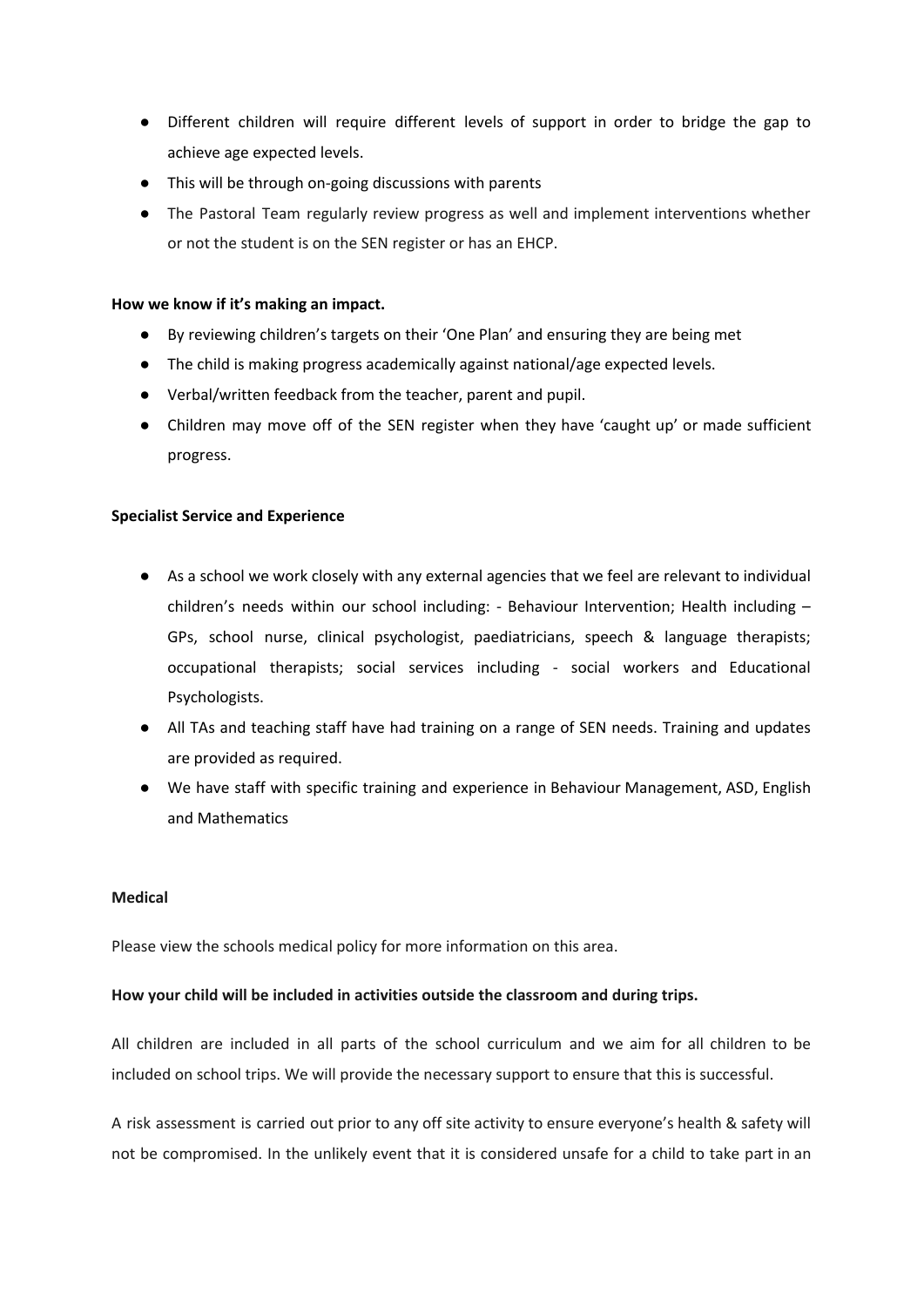- Different children will require different levels of support in order to bridge the gap to achieve age expected levels.
- This will be through on-going discussions with parents
- The Pastoral Team regularly review progress as well and implement interventions whether or not the student is on the SEN register or has an EHCP.

**How we know if it's making an impact.**

- By reviewing children's targets on their 'One Plan' and ensuring they are being met
- The child is making progress academically against national/age expected levels.
- Verbal/written feedback from the teacher, parent and pupil.
- Children may move off of the SEN register when they have 'caught up' or made sufficient progress.

**Specialist Service and Experience**

- As a school we work closely with any external agencies that we feel are relevant to individual children's needs within our school including: - Behaviour Intervention; Health including – GPs, school nurse, clinical psychologist, paediatricians, speech & language therapists; occupational therapists; social services including - social workers and Educational Psychologists.
- All TAs and teaching staff have had training on a range of SEN needs. Training and updates are provided as required.
- We have staff with specific training and experience in Behaviour Management, ASD, English and Mathematics

**Medical**

Please view the schools medical policy for more information on this area.

**How your child will be included in activities outside the classroom and during trips.**

All children are included in all parts of the school curriculum and we aim for all children to be included on school trips. We will provide the necessary support to ensure that this is successful.

A risk assessment is carried out prior to any off site activity to ensure everyone's health & safety will not be compromised. In the unlikely event that it is considered unsafe for a child to take part in an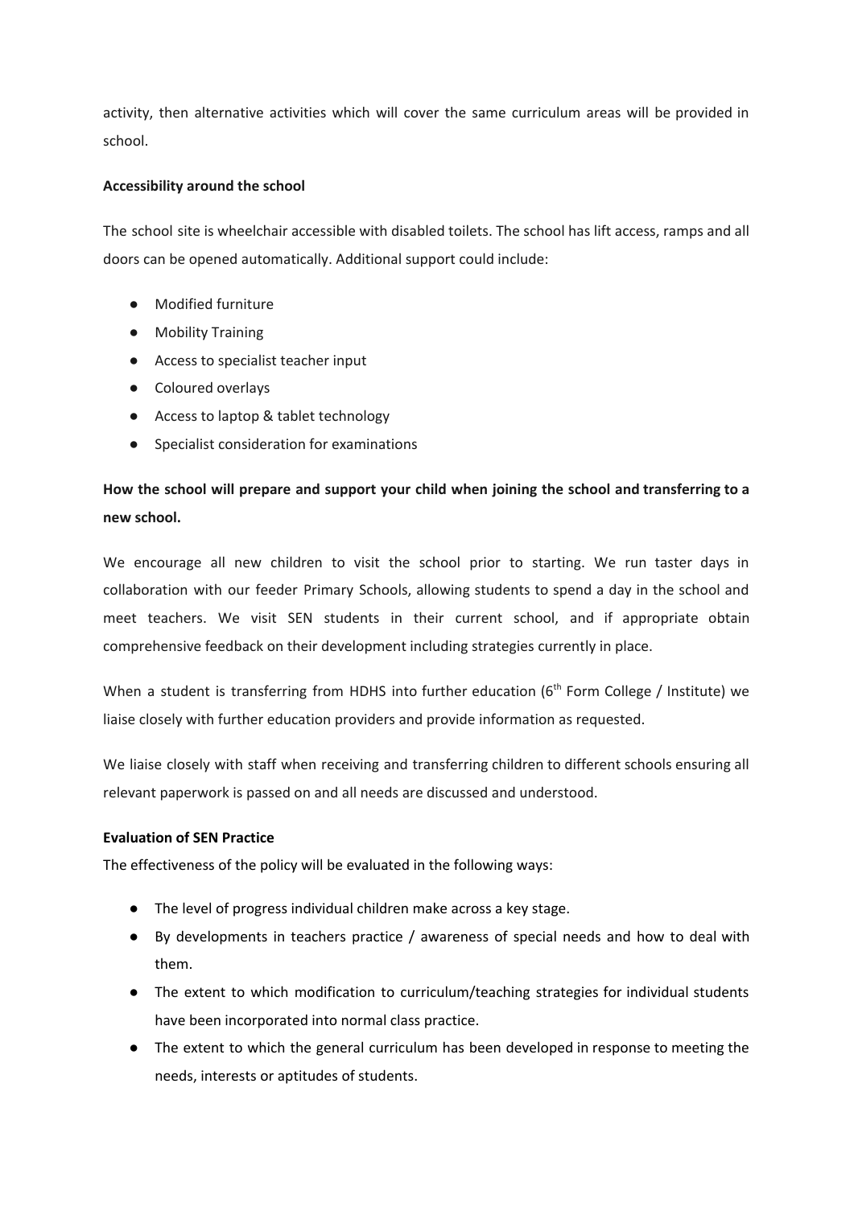activity, then alternative activities which will cover the same curriculum areas will be provided in school.

**Accessibility around the school**

The school site is wheelchair accessible with disabled toilets. The school has lift access, ramps and all doors can be opened automatically. Additional support could include:

- Modified furniture
- Mobility Training
- Access to specialist teacher input
- Coloured overlays
- Access to laptop & tablet technology
- Specialist consideration for examinations

**How the school will prepare and support your child when joining the school and transferring to a new school.**

We encourage all new children to visit the school prior to starting. We run taster days in collaboration with our feeder Primary Schools, allowing students to spend a day in the school and meet teachers. We visit SEN students in their current school, and if appropriate obtain comprehensive feedback on their development including strategies currently in place.

When a student is transferring from HDHS into further education (6th Form College / Institute) we liaise closely with further education providers and provide information as requested.

We liaise closely with staff when receiving and transferring children to different schools ensuring all relevant paperwork is passed on and all needs are discussed and understood.

**Evaluation of SEN Practice**

The effectiveness of the policy will be evaluated in the following ways:

- The level of progress individual children make across a key stage.
- By developments in teachers practice / awareness of special needs and how to deal with them.
- The extent to which modification to curriculum/teaching strategies for individual students have been incorporated into normal class practice.
- The extent to which the general curriculum has been developed in response to meeting the needs, interests or aptitudes of students.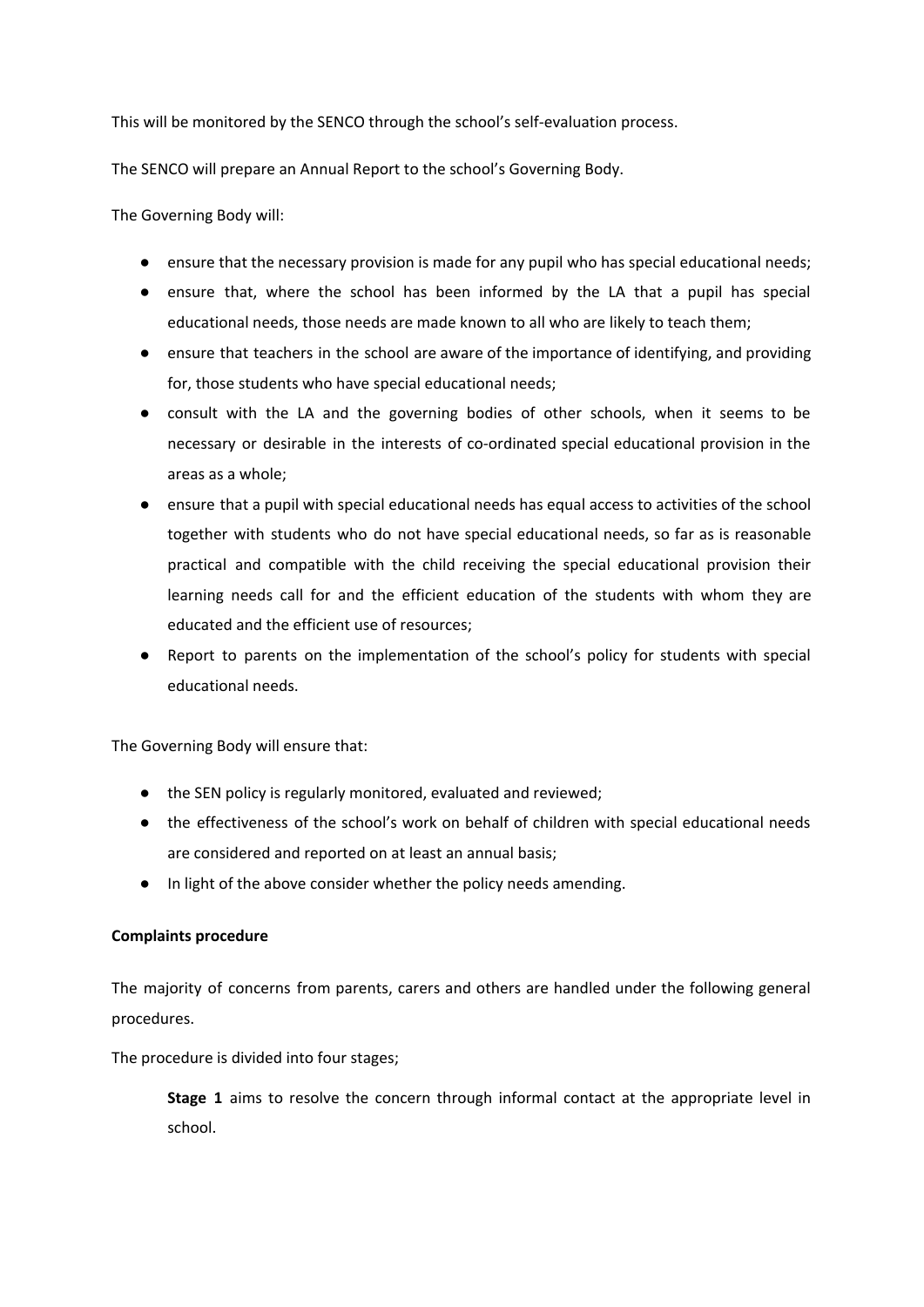This will be monitored by the SENCO through the school's self-evaluation process.

The SENCO will prepare an Annual Report to the school's Governing Body.

The Governing Body will:

- ensure that the necessary provision is made for any pupil who has special educational needs;
- ensure that, where the school has been informed by the LA that a pupil has special educational needs, those needs are made known to all who are likely to teach them;
- ensure that teachers in the school are aware of the importance of identifying, and providing for, those students who have special educational needs;
- consult with the LA and the governing bodies of other schools, when it seems to be necessary or desirable in the interests of co-ordinated special educational provision in the areas as a whole;
- ensure that a pupil with special educational needs has equal access to activities of the school together with students who do not have special educational needs, so far as is reasonable practical and compatible with the child receiving the special educational provision their learning needs call for and the efficient education of the students with whom they are educated and the efficient use of resources;
- Report to parents on the implementation of the school's policy for students with special educational needs.

The Governing Body will ensure that:

- the SEN policy is regularly monitored, evaluated and reviewed;
- the effectiveness of the school's work on behalf of children with special educational needs are considered and reported on at least an annual basis;
- In light of the above consider whether the policy needs amending.

**Complaints procedure**

The majority of concerns from parents, carers and others are handled under the following general procedures.

The procedure is divided into four stages;

> **Stage 1** aims to resolve the concern through informal contact at the appropriate level in school.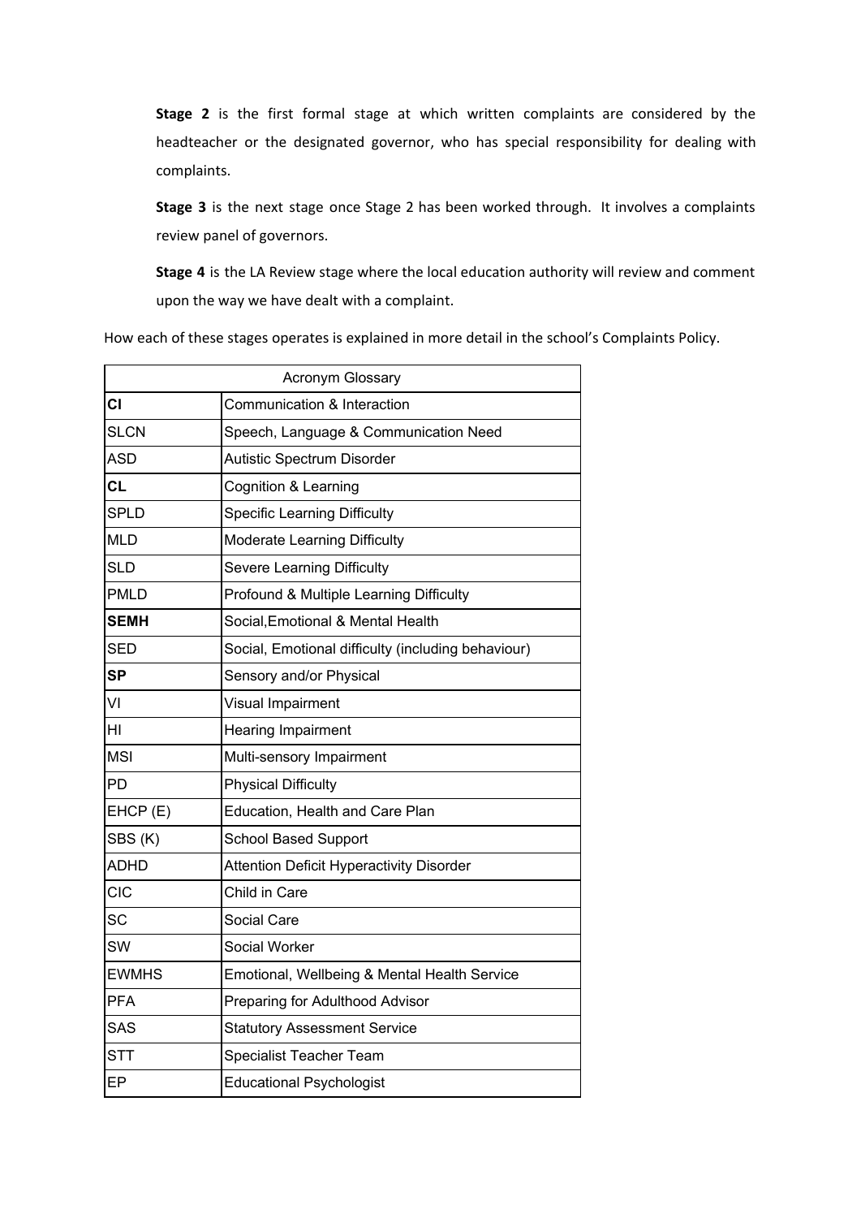**Stage 2** is the first formal stage at which written complaints are considered by the headteacher or the designated governor, who has special responsibility for dealing with complaints.

**Stage 3** is the next stage once Stage 2 has been worked through. It involves a complaints review panel of governors.

**Stage 4** is the LA Review stage where the local education authority will review and comment upon the way we have dealt with a complaint.

How each of these stages operates is explained in more detail in the school's Complaints Policy.

| Acronym Glossary | |
|---|---|
| **CI** | Communication & Interaction |
| SLCN | Speech, Language & Communication Need |
| ASD | Autistic Spectrum Disorder |
| **CL** | Cognition & Learning |
| SPLD | Specific Learning Difficulty |
| MLD | Moderate Learning Difficulty |
| SLD | Severe Learning Difficulty |
| PMLD | Profound & Multiple Learning Difficulty |
| **SEMH** | Social,Emotional & Mental Health |
| SED | Social, Emotional difficulty (including behaviour) |
| **SP** | Sensory and/or Physical |
| VI | Visual Impairment |
| HI | Hearing Impairment |
| MSI | Multi-sensory Impairment |
| PD | Physical Difficulty |
| EHCP (E) | Education, Health and Care Plan |
| SBS (K) | School Based Support |
| ADHD | Attention Deficit Hyperactivity Disorder |
| CIC | Child in Care |
| SC | Social Care |
| SW | Social Worker |
| EWMHS | Emotional, Wellbeing & Mental Health Service |
| PFA | Preparing for Adulthood Advisor |
| SAS | Statutory Assessment Service |
| STT | Specialist Teacher Team |
| EP | Educational Psychologist |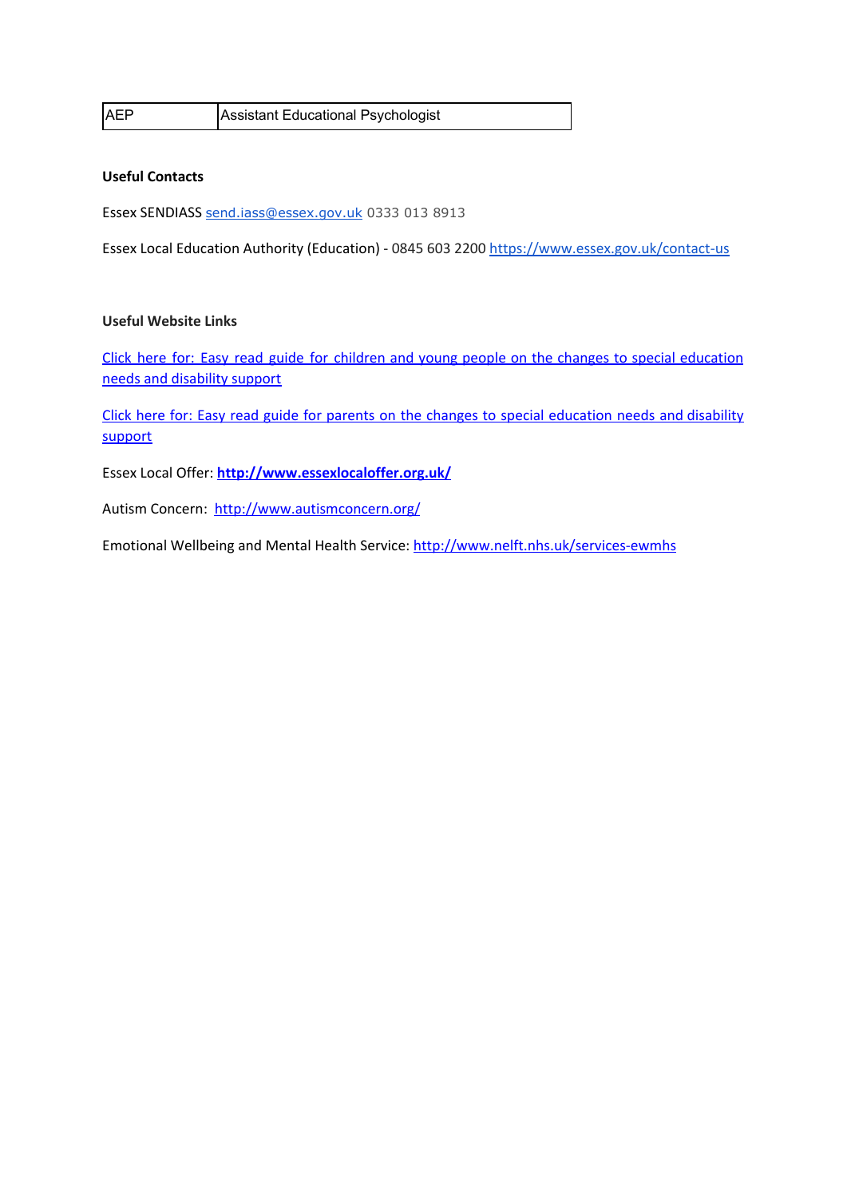| | |
|---|---|
| AEP | Assistant Educational Psychologist |

**Useful Contacts**

Essex SENDIASS send.iass@essex.gov.uk 0333 013 8913

Essex Local Education Authority (Education) - 0845 603 2200 https://www.essex.gov.uk/contact-us

**Useful Website Links**

Click here for: Easy read guide for children and young people on the changes to special education needs and disability support

Click here for: Easy read guide for parents on the changes to special education needs and disability support

Essex Local Offer: **http://www.essexlocaloffer.org.uk/**

Autism Concern: http://www.autismconcern.org/

Emotional Wellbeing and Mental Health Service: http://www.nelft.nhs.uk/services-ewmhs